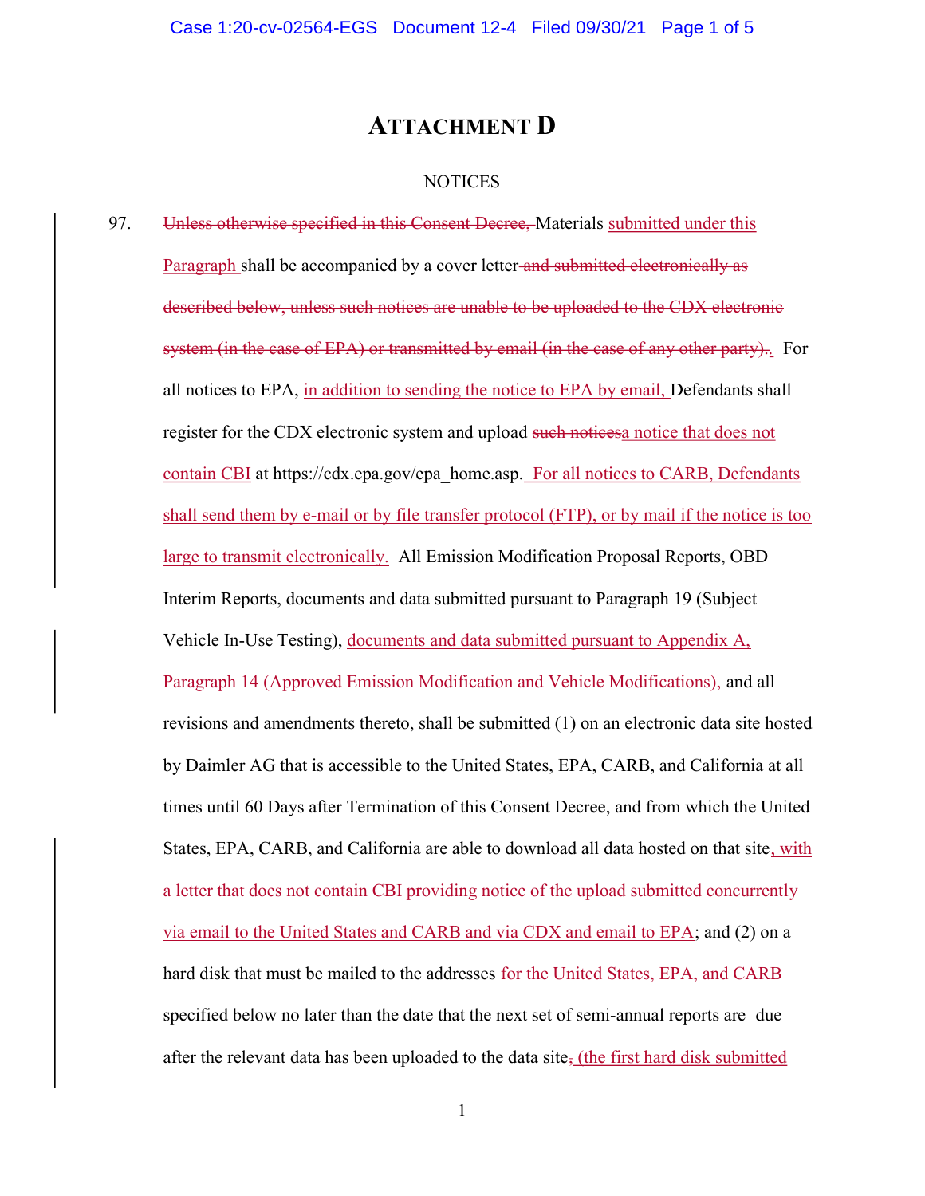# ATTACHMENT D

NOTICES

97. ~~Unless otherwise specified in this Consent Decree,~~ Materials submitted under this Paragraph shall be accompanied by a cover letter ~~and submitted electronically as described below, unless such notices are unable to be uploaded to the CDX electronic system (in the case of EPA) or transmitted by email (in the case of any other party).~~. For all notices to EPA, in addition to sending the notice to EPA by email, Defendants shall register for the CDX electronic system and upload ~~such notices~~a notice that does not contain CBI at https://cdx.epa.gov/epa_home.asp. For all notices to CARB, Defendants shall send them by e-mail or by file transfer protocol (FTP), or by mail if the notice is too large to transmit electronically. All Emission Modification Proposal Reports, OBD Interim Reports, documents and data submitted pursuant to Paragraph 19 (Subject Vehicle In-Use Testing), documents and data submitted pursuant to Appendix A, Paragraph 14 (Approved Emission Modification and Vehicle Modifications), and all revisions and amendments thereto, shall be submitted (1) on an electronic data site hosted by Daimler AG that is accessible to the United States, EPA, CARB, and California at all times until 60 Days after Termination of this Consent Decree, and from which the United States, EPA, CARB, and California are able to download all data hosted on that site, with a letter that does not contain CBI providing notice of the upload submitted concurrently via email to the United States and CARB and via CDX and email to EPA; and (2) on a hard disk that must be mailed to the addresses for the United States, EPA, and CARB specified below no later than the date that the next set of semi-annual reports are ~~-~~due after the relevant data has been uploaded to the data site~~,~~ (the first hard disk submitted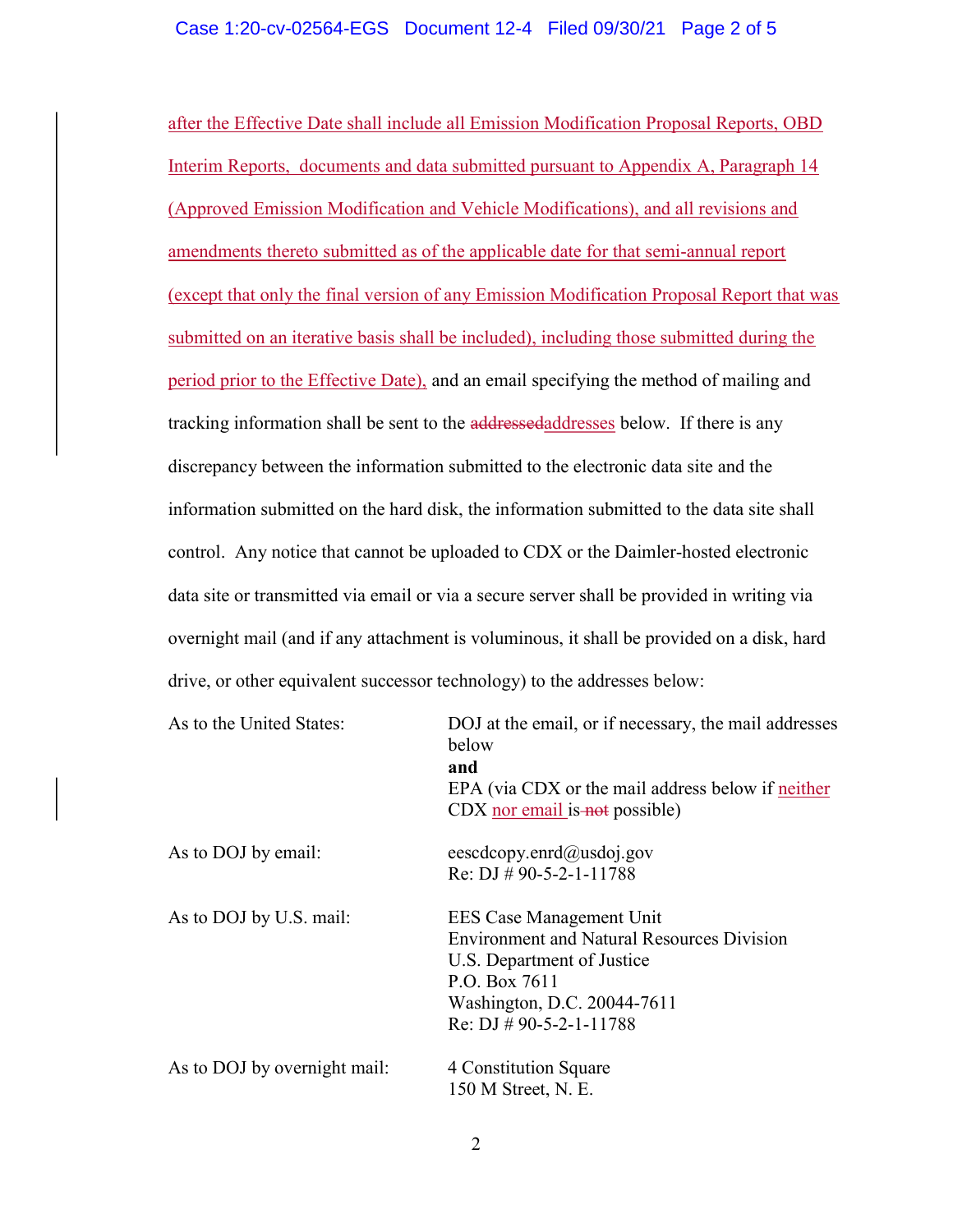after the Effective Date shall include all Emission Modification Proposal Reports, OBD Interim Reports, documents and data submitted pursuant to Appendix A, Paragraph 14 (Approved Emission Modification and Vehicle Modifications), and all revisions and amendments thereto submitted as of the applicable date for that semi-annual report (except that only the final version of any Emission Modification Proposal Report that was submitted on an iterative basis shall be included), including those submitted during the period prior to the Effective Date), and an email specifying the method of mailing and tracking information shall be sent to the ~~addressed~~addresses below. If there is any discrepancy between the information submitted to the electronic data site and the information submitted on the hard disk, the information submitted to the data site shall control. Any notice that cannot be uploaded to CDX or the Daimler-hosted electronic data site or transmitted via email or via a secure server shall be provided in writing via overnight mail (and if any attachment is voluminous, it shall be provided on a disk, hard drive, or other equivalent successor technology) to the addresses below:

| | |
|---|---|
| As to the United States: | DOJ at the email, or if necessary, the mail addresses below<br>**and**<br>EPA (via CDX or the mail address below if neither CDX nor email is ~~not~~ possible) |
| As to DOJ by email: | eescdcopy.enrd@usdoj.gov<br>Re: DJ # 90-5-2-1-11788 |
| As to DOJ by U.S. mail: | EES Case Management Unit<br>Environment and Natural Resources Division<br>U.S. Department of Justice<br>P.O. Box 7611<br>Washington, D.C. 20044-7611<br>Re: DJ # 90-5-2-1-11788 |
| As to DOJ by overnight mail: | 4 Constitution Square<br>150 M Street, N. E. |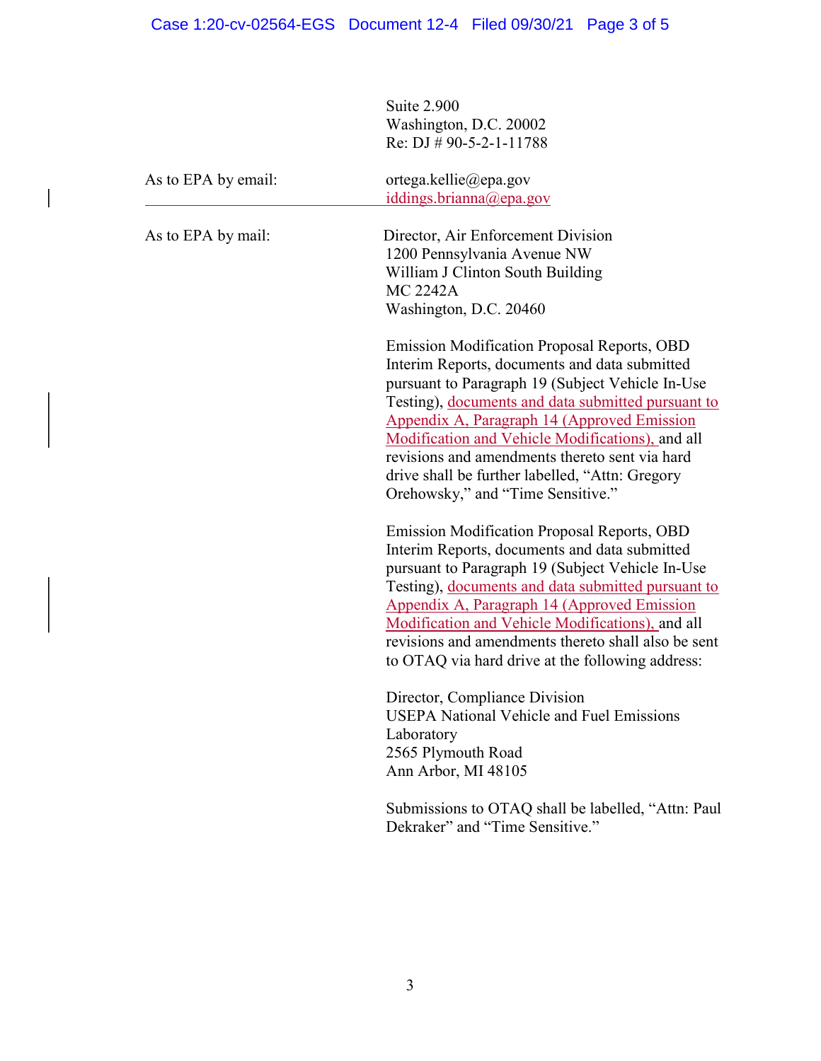Suite 2.900
Washington, D.C. 20002
Re: DJ # 90-5-2-1-11788

| | |
|---|---|
| As to EPA by email: | ortega.kellie@epa.gov<br>iddings.brianna@epa.gov |
| As to EPA by mail: | Director, Air Enforcement Division<br>1200 Pennsylvania Avenue NW<br>William J Clinton South Building<br>MC 2242A<br>Washington, D.C. 20460 |

Emission Modification Proposal Reports, OBD Interim Reports, documents and data submitted pursuant to Paragraph 19 (Subject Vehicle In-Use Testing), documents and data submitted pursuant to Appendix A, Paragraph 14 (Approved Emission Modification and Vehicle Modifications), and all revisions and amendments thereto sent via hard drive shall be further labelled, "Attn: Gregory Orehowsky," and "Time Sensitive."

Emission Modification Proposal Reports, OBD Interim Reports, documents and data submitted pursuant to Paragraph 19 (Subject Vehicle In-Use Testing), documents and data submitted pursuant to Appendix A, Paragraph 14 (Approved Emission Modification and Vehicle Modifications), and all revisions and amendments thereto shall also be sent to OTAQ via hard drive at the following address:

Director, Compliance Division
USEPA National Vehicle and Fuel Emissions Laboratory
2565 Plymouth Road
Ann Arbor, MI 48105

Submissions to OTAQ shall be labelled, "Attn: Paul Dekraker" and "Time Sensitive."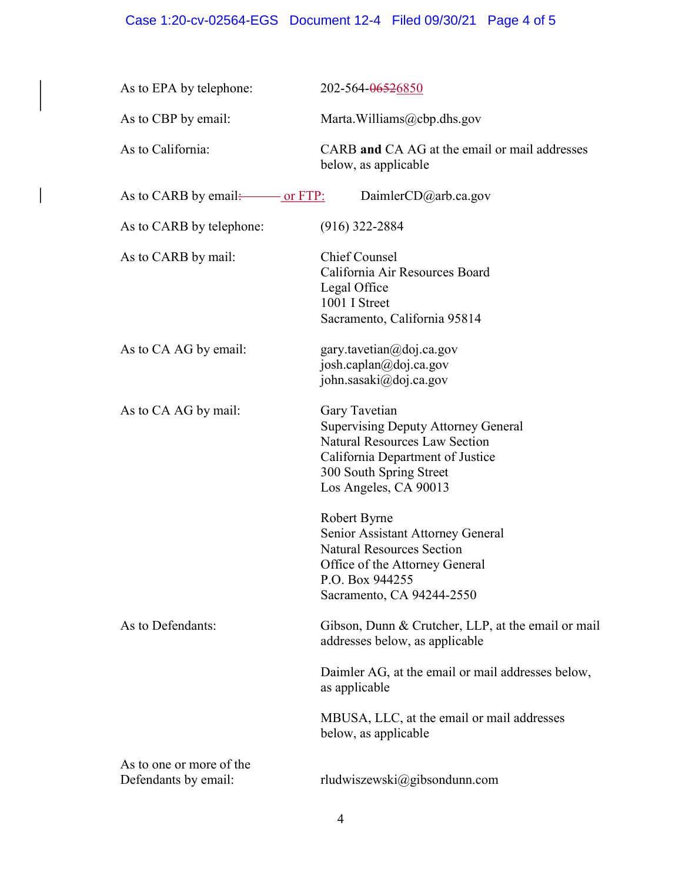| | |
|---|---|
| As to EPA by telephone: | 202-564-~~0652~~6850 |
| As to CBP by email: | Marta.Williams@cbp.dhs.gov |
| As to California: | CARB **and** CA AG at the email or mail addresses below, as applicable |
| As to CARB by email~~:~~ or FTP: | DaimlerCD@arb.ca.gov |
| As to CARB by telephone: | (916) 322-2884 |
| As to CARB by mail: | Chief Counsel<br>California Air Resources Board<br>Legal Office<br>1001 I Street<br>Sacramento, California 95814 |
| As to CA AG by email: | gary.tavetian@doj.ca.gov<br>josh.caplan@doj.ca.gov<br>john.sasaki@doj.ca.gov |
| As to CA AG by mail: | Gary Tavetian<br>Supervising Deputy Attorney General<br>Natural Resources Law Section<br>California Department of Justice<br>300 South Spring Street<br>Los Angeles, CA 90013<br><br>Robert Byrne<br>Senior Assistant Attorney General<br>Natural Resources Section<br>Office of the Attorney General<br>P.O. Box 944255<br>Sacramento, CA 94244-2550 |
| As to Defendants: | Gibson, Dunn & Crutcher, LLP, at the email or mail addresses below, as applicable<br><br>Daimler AG, at the email or mail addresses below, as applicable<br><br>MBUSA, LLC, at the email or mail addresses below, as applicable |
| As to one or more of the Defendants by email: | rludwiszewski@gibsondunn.com |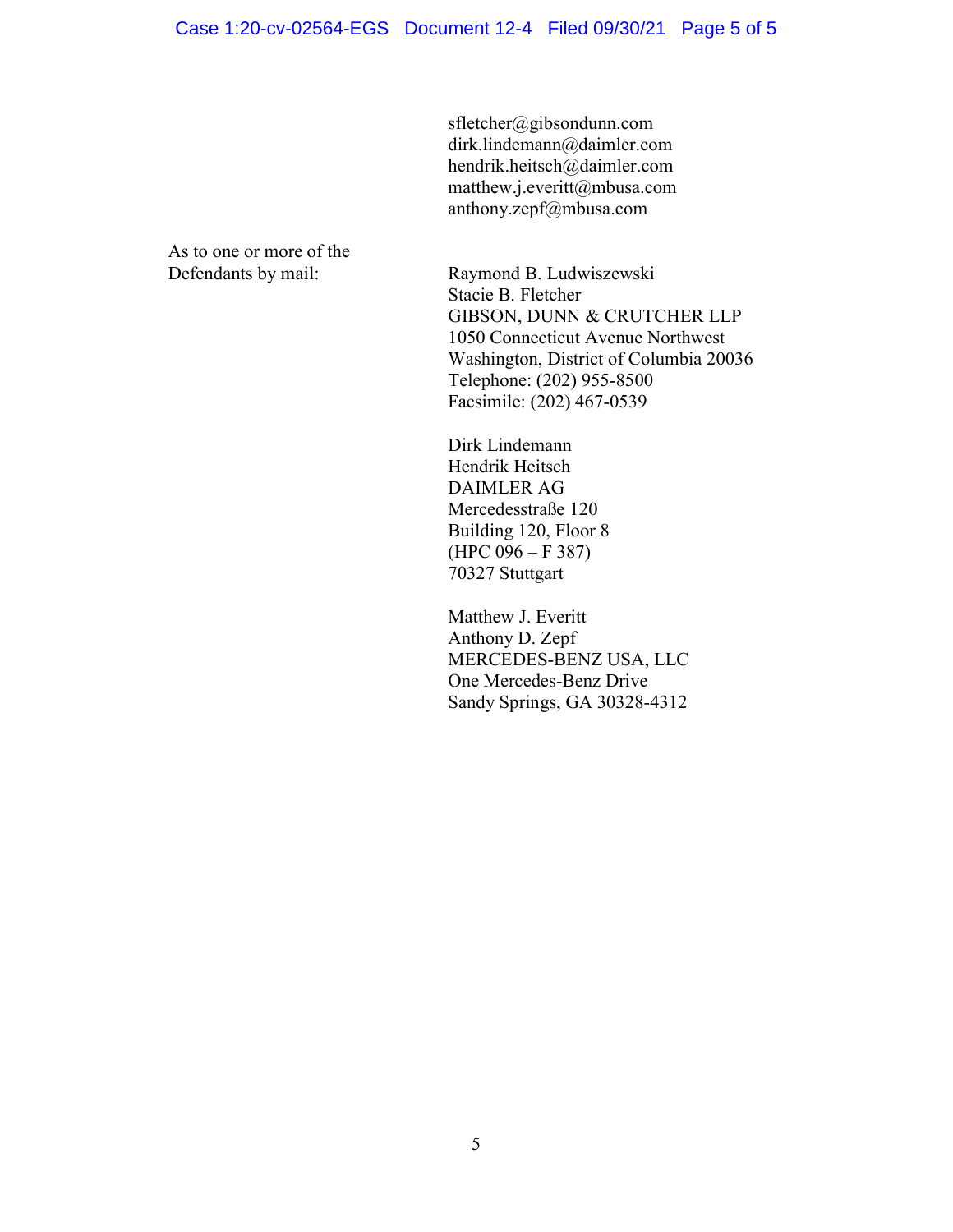sfletcher@gibsondunn.com
dirk.lindemann@daimler.com
hendrik.heitsch@daimler.com
matthew.j.everitt@mbusa.com
anthony.zepf@mbusa.com

As to one or more of the Defendants by mail:

Raymond B. Ludwiszewski
Stacie B. Fletcher
GIBSON, DUNN & CRUTCHER LLP
1050 Connecticut Avenue Northwest
Washington, District of Columbia 20036
Telephone: (202) 955-8500
Facsimile: (202) 467-0539

Dirk Lindemann
Hendrik Heitsch
DAIMLER AG
Mercedesstraße 120
Building 120, Floor 8
(HPC 096 – F 387)
70327 Stuttgart

Matthew J. Everitt
Anthony D. Zepf
MERCEDES-BENZ USA, LLC
One Mercedes-Benz Drive
Sandy Springs, GA 30328-4312